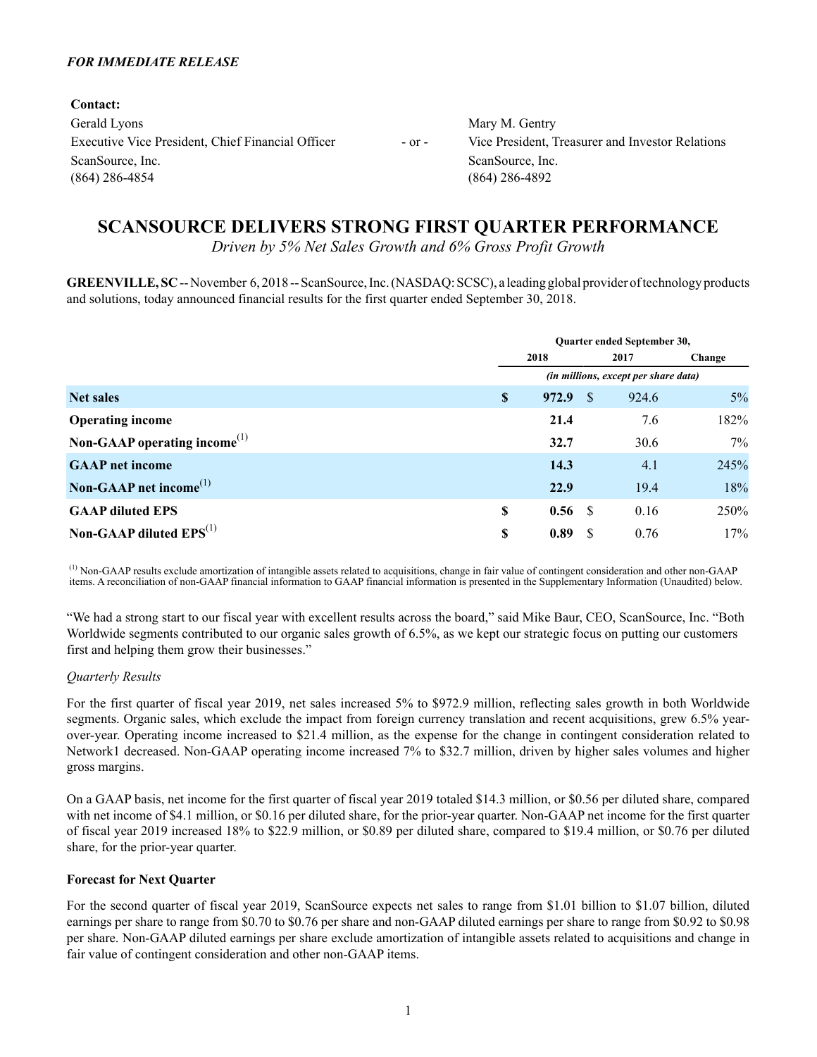*FOR IMMEDIATE RELEASE*

**Contact:**

Gerald Lyons
Executive Vice President, Chief Financial Officer
ScanSource, Inc.
(864) 286-4854

\- or -

Mary M. Gentry
Vice President, Treasurer and Investor Relations
ScanSource, Inc.
(864) 286-4892

# SCANSOURCE DELIVERS STRONG FIRST QUARTER PERFORMANCE

*Driven by 5% Net Sales Growth and 6% Gross Profit Growth*

**GREENVILLE, SC** -- November 6, 2018 -- ScanSource, Inc. (NASDAQ: SCSC), a leading global provider of technology products and solutions, today announced financial results for the first quarter ended September 30, 2018.

| | Quarter ended September 30, | | |
|---|---|---|---|
| | 2018 | 2017 | Change |
| | *(in millions, except per share data)* | | |
| **Net sales** | $ **972.9** | $ 924.6 | 5% |
| **Operating income** | **21.4** | 7.6 | 182% |
| **Non-GAAP operating income**[1] | **32.7** | 30.6 | 7% |
| **GAAP net income** | **14.3** | 4.1 | 245% |
| **Non-GAAP net income**[1] | **22.9** | 19.4 | 18% |
| **GAAP diluted EPS** | $ **0.56** | $ 0.16 | 250% |
| **Non-GAAP diluted EPS**[1] | $ **0.89** | $ 0.76 | 17% |

[1] Non-GAAP results exclude amortization of intangible assets related to acquisitions, change in fair value of contingent consideration and other non-GAAP items. A reconciliation of non-GAAP financial information to GAAP financial information is presented in the Supplementary Information (Unaudited) below.

"We had a strong start to our fiscal year with excellent results across the board," said Mike Baur, CEO, ScanSource, Inc. "Both Worldwide segments contributed to our organic sales growth of 6.5%, as we kept our strategic focus on putting our customers first and helping them grow their businesses."

*Quarterly Results*

For the first quarter of fiscal year 2019, net sales increased 5% to $972.9 million, reflecting sales growth in both Worldwide segments. Organic sales, which exclude the impact from foreign currency translation and recent acquisitions, grew 6.5% year-over-year. Operating income increased to $21.4 million, as the expense for the change in contingent consideration related to Network1 decreased. Non-GAAP operating income increased 7% to $32.7 million, driven by higher sales volumes and higher gross margins.

On a GAAP basis, net income for the first quarter of fiscal year 2019 totaled $14.3 million, or $0.56 per diluted share, compared with net income of $4.1 million, or $0.16 per diluted share, for the prior-year quarter. Non-GAAP net income for the first quarter of fiscal year 2019 increased 18% to $22.9 million, or $0.89 per diluted share, compared to $19.4 million, or $0.76 per diluted share, for the prior-year quarter.

**Forecast for Next Quarter**

For the second quarter of fiscal year 2019, ScanSource expects net sales to range from $1.01 billion to $1.07 billion, diluted earnings per share to range from $0.70 to $0.76 per share and non-GAAP diluted earnings per share to range from $0.92 to $0.98 per share. Non-GAAP diluted earnings per share exclude amortization of intangible assets related to acquisitions and change in fair value of contingent consideration and other non-GAAP items.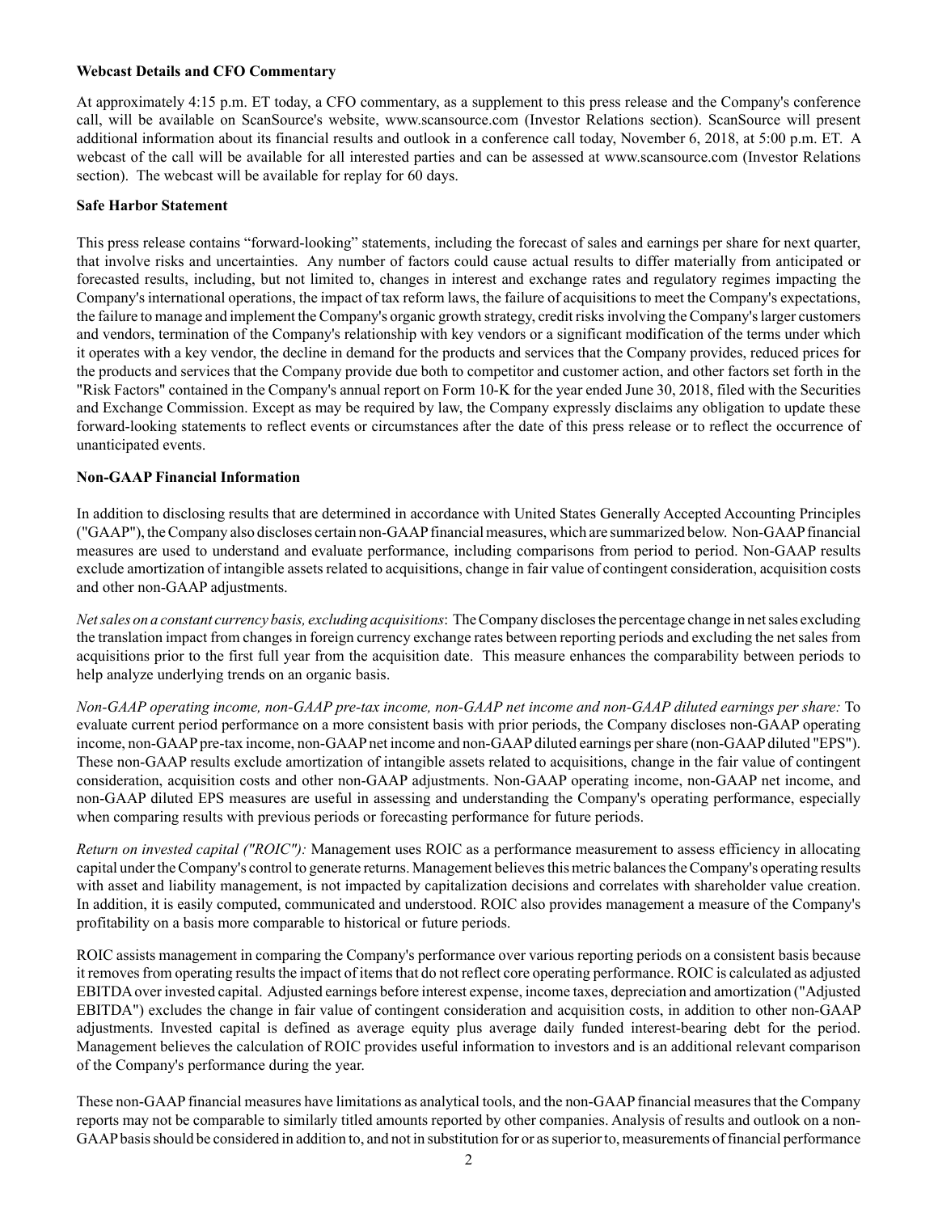**Webcast Details and CFO Commentary**

At approximately 4:15 p.m. ET today, a CFO commentary, as a supplement to this press release and the Company's conference call, will be available on ScanSource's website, www.scansource.com (Investor Relations section). ScanSource will present additional information about its financial results and outlook in a conference call today, November 6, 2018, at 5:00 p.m. ET. A webcast of the call will be available for all interested parties and can be assessed at www.scansource.com (Investor Relations section). The webcast will be available for replay for 60 days.

**Safe Harbor Statement**

This press release contains "forward-looking" statements, including the forecast of sales and earnings per share for next quarter, that involve risks and uncertainties. Any number of factors could cause actual results to differ materially from anticipated or forecasted results, including, but not limited to, changes in interest and exchange rates and regulatory regimes impacting the Company's international operations, the impact of tax reform laws, the failure of acquisitions to meet the Company's expectations, the failure to manage and implement the Company's organic growth strategy, credit risks involving the Company's larger customers and vendors, termination of the Company's relationship with key vendors or a significant modification of the terms under which it operates with a key vendor, the decline in demand for the products and services that the Company provides, reduced prices for the products and services that the Company provide due both to competitor and customer action, and other factors set forth in the "Risk Factors" contained in the Company's annual report on Form 10-K for the year ended June 30, 2018, filed with the Securities and Exchange Commission. Except as may be required by law, the Company expressly disclaims any obligation to update these forward-looking statements to reflect events or circumstances after the date of this press release or to reflect the occurrence of unanticipated events.

**Non-GAAP Financial Information**

In addition to disclosing results that are determined in accordance with United States Generally Accepted Accounting Principles ("GAAP"), the Company also discloses certain non-GAAP financial measures, which are summarized below. Non-GAAP financial measures are used to understand and evaluate performance, including comparisons from period to period. Non-GAAP results exclude amortization of intangible assets related to acquisitions, change in fair value of contingent consideration, acquisition costs and other non-GAAP adjustments.

*Net sales on a constant currency basis, excluding acquisitions*: The Company discloses the percentage change in net sales excluding the translation impact from changes in foreign currency exchange rates between reporting periods and excluding the net sales from acquisitions prior to the first full year from the acquisition date. This measure enhances the comparability between periods to help analyze underlying trends on an organic basis.

*Non-GAAP operating income, non-GAAP pre-tax income, non-GAAP net income and non-GAAP diluted earnings per share:* To evaluate current period performance on a more consistent basis with prior periods, the Company discloses non-GAAP operating income, non-GAAP pre-tax income, non-GAAP net income and non-GAAP diluted earnings per share (non-GAAP diluted "EPS"). These non-GAAP results exclude amortization of intangible assets related to acquisitions, change in the fair value of contingent consideration, acquisition costs and other non-GAAP adjustments. Non-GAAP operating income, non-GAAP net income, and non-GAAP diluted EPS measures are useful in assessing and understanding the Company's operating performance, especially when comparing results with previous periods or forecasting performance for future periods.

*Return on invested capital ("ROIC"):* Management uses ROIC as a performance measurement to assess efficiency in allocating capital under the Company's control to generate returns. Management believes this metric balances the Company's operating results with asset and liability management, is not impacted by capitalization decisions and correlates with shareholder value creation. In addition, it is easily computed, communicated and understood. ROIC also provides management a measure of the Company's profitability on a basis more comparable to historical or future periods.

ROIC assists management in comparing the Company's performance over various reporting periods on a consistent basis because it removes from operating results the impact of items that do not reflect core operating performance. ROIC is calculated as adjusted EBITDA over invested capital. Adjusted earnings before interest expense, income taxes, depreciation and amortization ("Adjusted EBITDA") excludes the change in fair value of contingent consideration and acquisition costs, in addition to other non-GAAP adjustments. Invested capital is defined as average equity plus average daily funded interest-bearing debt for the period. Management believes the calculation of ROIC provides useful information to investors and is an additional relevant comparison of the Company's performance during the year.

These non-GAAP financial measures have limitations as analytical tools, and the non-GAAP financial measures that the Company reports may not be comparable to similarly titled amounts reported by other companies. Analysis of results and outlook on a non-GAAP basis should be considered in addition to, and not in substitution for or as superior to, measurements of financial performance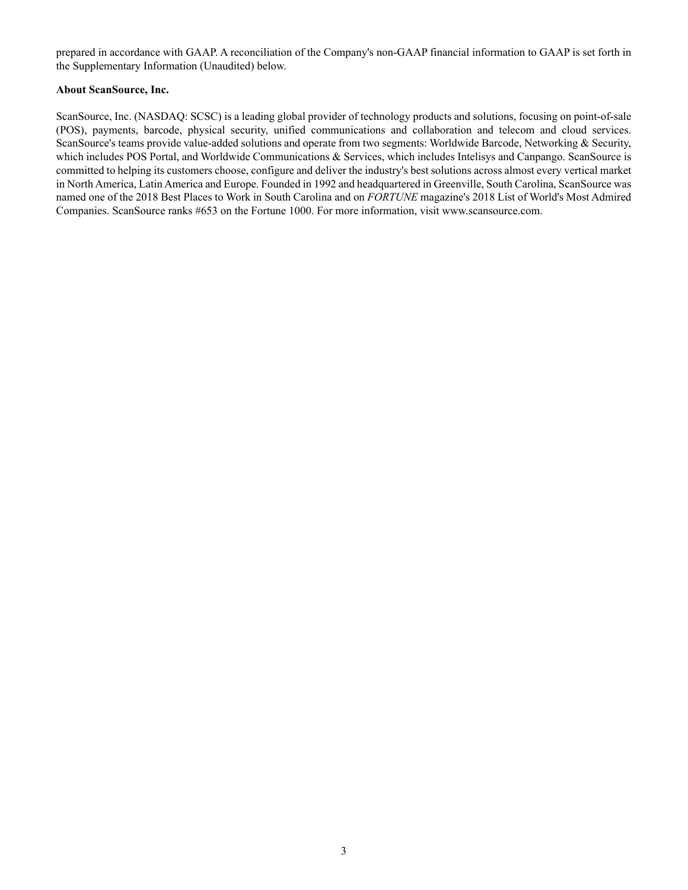prepared in accordance with GAAP. A reconciliation of the Company's non-GAAP financial information to GAAP is set forth in the Supplementary Information (Unaudited) below.

**About ScanSource, Inc.**

ScanSource, Inc. (NASDAQ: SCSC) is a leading global provider of technology products and solutions, focusing on point-of-sale (POS), payments, barcode, physical security, unified communications and collaboration and telecom and cloud services. ScanSource's teams provide value-added solutions and operate from two segments: Worldwide Barcode, Networking & Security, which includes POS Portal, and Worldwide Communications & Services, which includes Intelisys and Canpango. ScanSource is committed to helping its customers choose, configure and deliver the industry's best solutions across almost every vertical market in North America, Latin America and Europe. Founded in 1992 and headquartered in Greenville, South Carolina, ScanSource was named one of the 2018 Best Places to Work in South Carolina and on *FORTUNE* magazine's 2018 List of World's Most Admired Companies. ScanSource ranks #653 on the Fortune 1000. For more information, visit www.scansource.com.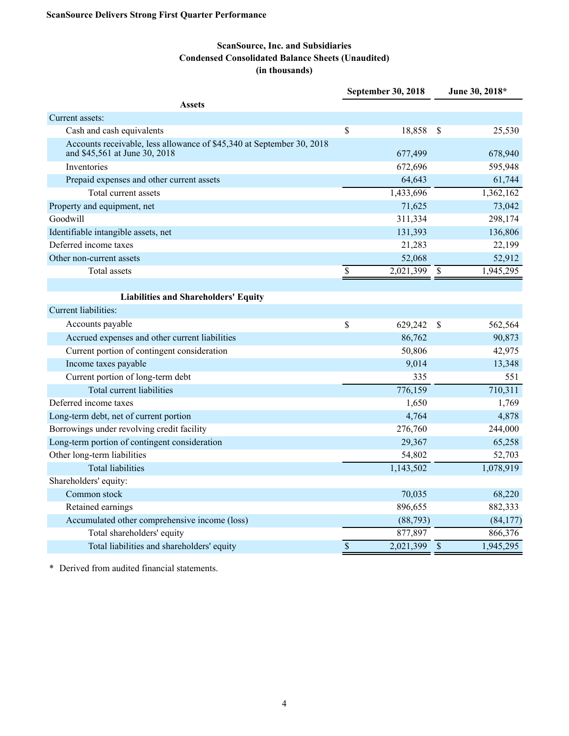**ScanSource Delivers Strong First Quarter Performance**

**ScanSource, Inc. and Subsidiaries**
**Condensed Consolidated Balance Sheets (Unaudited)**
**(in thousands)**

| | September 30, 2018 | June 30, 2018* |
|---|---|---|
| **Assets** | | |
| Current assets: | | |
| Cash and cash equivalents | $ 18,858 | $ 25,530 |
| Accounts receivable, less allowance of $45,340 at September 30, 2018 and $45,561 at June 30, 2018 | 677,499 | 678,940 |
| Inventories | 672,696 | 595,948 |
| Prepaid expenses and other current assets | 64,643 | 61,744 |
| Total current assets | 1,433,696 | 1,362,162 |
| Property and equipment, net | 71,625 | 73,042 |
| Goodwill | 311,334 | 298,174 |
| Identifiable intangible assets, net | 131,393 | 136,806 |
| Deferred income taxes | 21,283 | 22,199 |
| Other non-current assets | 52,068 | 52,912 |
| Total assets | $ 2,021,399 | $ 1,945,295 |
| | | |
| **Liabilities and Shareholders' Equity** | | |
| Current liabilities: | | |
| Accounts payable | $ 629,242 | $ 562,564 |
| Accrued expenses and other current liabilities | 86,762 | 90,873 |
| Current portion of contingent consideration | 50,806 | 42,975 |
| Income taxes payable | 9,014 | 13,348 |
| Current portion of long-term debt | 335 | 551 |
| Total current liabilities | 776,159 | 710,311 |
| Deferred income taxes | 1,650 | 1,769 |
| Long-term debt, net of current portion | 4,764 | 4,878 |
| Borrowings under revolving credit facility | 276,760 | 244,000 |
| Long-term portion of contingent consideration | 29,367 | 65,258 |
| Other long-term liabilities | 54,802 | 52,703 |
| Total liabilities | 1,143,502 | 1,078,919 |
| Shareholders' equity: | | |
| Common stock | 70,035 | 68,220 |
| Retained earnings | 896,655 | 882,333 |
| Accumulated other comprehensive income (loss) | (88,793) | (84,177) |
| Total shareholders' equity | 877,897 | 866,376 |
| Total liabilities and shareholders' equity | $ 2,021,399 | $ 1,945,295 |

\* Derived from audited financial statements.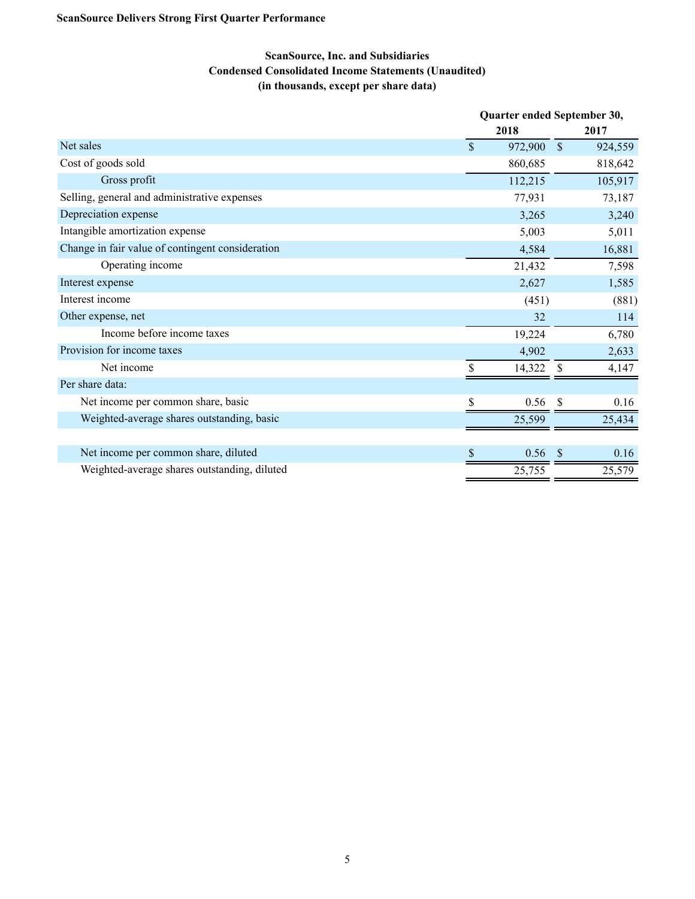**ScanSource Delivers Strong First Quarter Performance**

## ScanSource, Inc. and Subsidiaries
## Condensed Consolidated Income Statements (Unaudited)
## (in thousands, except per share data)

| | Quarter ended September 30, | |
|---|---|---|
| | 2018 | 2017 |
| Net sales | $ 972,900 | $ 924,559 |
| Cost of goods sold | 860,685 | 818,642 |
| Gross profit | 112,215 | 105,917 |
| Selling, general and administrative expenses | 77,931 | 73,187 |
| Depreciation expense | 3,265 | 3,240 |
| Intangible amortization expense | 5,003 | 5,011 |
| Change in fair value of contingent consideration | 4,584 | 16,881 |
| Operating income | 21,432 | 7,598 |
| Interest expense | 2,627 | 1,585 |
| Interest income | (451) | (881) |
| Other expense, net | 32 | 114 |
| Income before income taxes | 19,224 | 6,780 |
| Provision for income taxes | 4,902 | 2,633 |
| Net income | $ 14,322 | $ 4,147 |
| Per share data: | | |
| Net income per common share, basic | $ 0.56 | $ 0.16 |
| Weighted-average shares outstanding, basic | 25,599 | 25,434 |
| | | |
| Net income per common share, diluted | $ 0.56 | $ 0.16 |
| Weighted-average shares outstanding, diluted | 25,755 | 25,579 |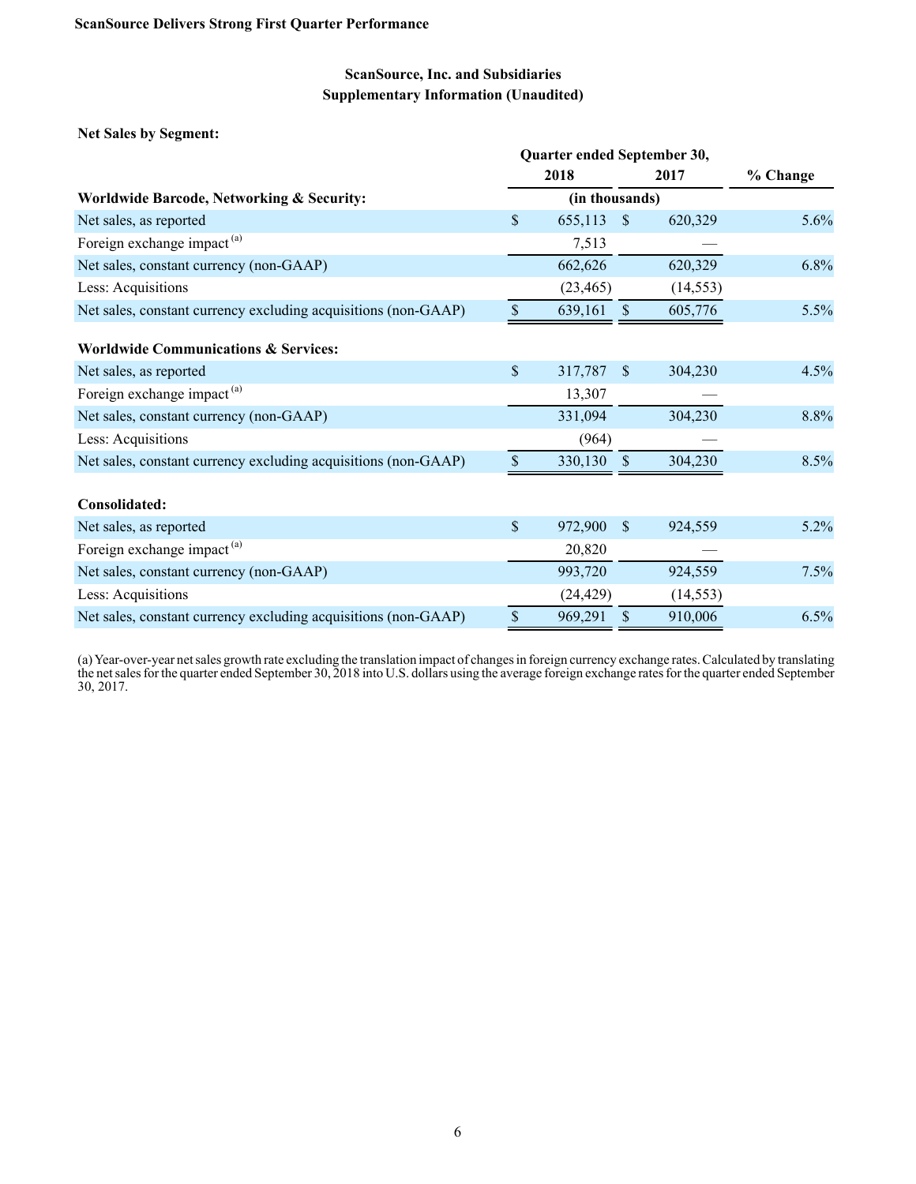## ScanSource, Inc. and Subsidiaries
## Supplementary Information (Unaudited)

**Net Sales by Segment:**

| | Quarter ended September 30, 2018 | Quarter ended September 30, 2017 | % Change |
|---|---|---|---|
| **Worldwide Barcode, Networking & Security:** | (in thousands) | | |
| Net sales, as reported | $ 655,113 | $ 620,329 | 5.6% |
| Foreign exchange impact [(a)] | 7,513 | — | |
| Net sales, constant currency (non-GAAP) | 662,626 | 620,329 | 6.8% |
| Less: Acquisitions | (23,465) | (14,553) | |
| Net sales, constant currency excluding acquisitions (non-GAAP) | $ 639,161 | $ 605,776 | 5.5% |
| **Worldwide Communications & Services:** | | | |
| Net sales, as reported | $ 317,787 | $ 304,230 | 4.5% |
| Foreign exchange impact [(a)] | 13,307 | — | |
| Net sales, constant currency (non-GAAP) | 331,094 | 304,230 | 8.8% |
| Less: Acquisitions | (964) | — | |
| Net sales, constant currency excluding acquisitions (non-GAAP) | $ 330,130 | $ 304,230 | 8.5% |
| **Consolidated:** | | | |
| Net sales, as reported | $ 972,900 | $ 924,559 | 5.2% |
| Foreign exchange impact [(a)] | 20,820 | — | |
| Net sales, constant currency (non-GAAP) | 993,720 | 924,559 | 7.5% |
| Less: Acquisitions | (24,429) | (14,553) | |
| Net sales, constant currency excluding acquisitions (non-GAAP) | $ 969,291 | $ 910,006 | 6.5% |

(a) Year-over-year net sales growth rate excluding the translation impact of changes in foreign currency exchange rates. Calculated by translating the net sales for the quarter ended September 30, 2018 into U.S. dollars using the average foreign exchange rates for the quarter ended September 30, 2017.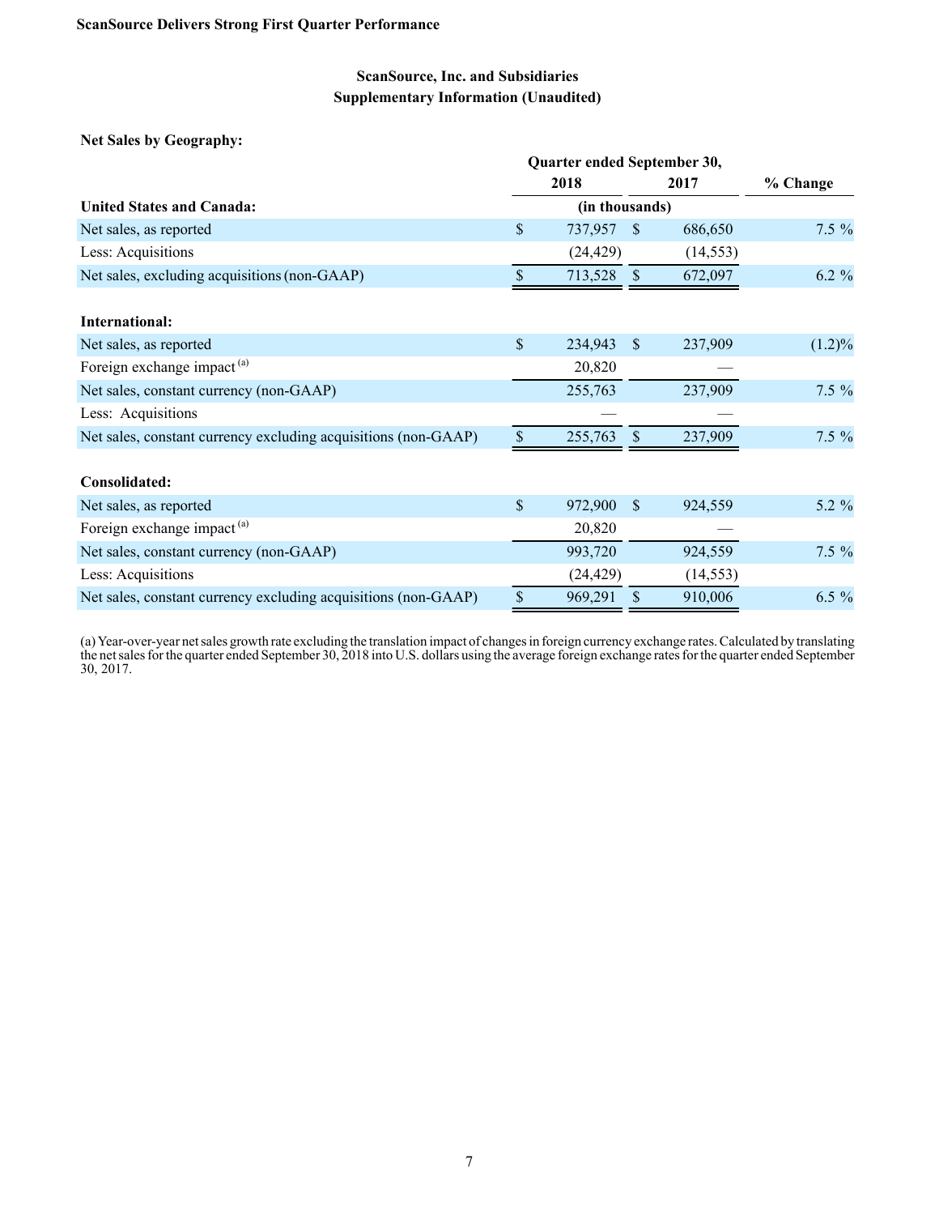**ScanSource Delivers Strong First Quarter Performance**

**ScanSource, Inc. and Subsidiaries**
**Supplementary Information (Unaudited)**

**Net Sales by Geography:**

| | Quarter ended September 30, | | |
|---|---|---|---|
| | 2018 | 2017 | % Change |
| **United States and Canada:** | (in thousands) | | |
| Net sales, as reported | $ 737,957 | $ 686,650 | 7.5 % |
| Less: Acquisitions | (24,429) | (14,553) | |
| Net sales, excluding acquisitions (non-GAAP) | $ 713,528 | $ 672,097 | 6.2 % |
| | | | |
| **International:** | | | |
| Net sales, as reported | $ 234,943 | $ 237,909 | (1.2)% |
| Foreign exchange impact [(a)] | 20,820 | — | |
| Net sales, constant currency (non-GAAP) | 255,763 | 237,909 | 7.5 % |
| Less: Acquisitions | — | — | |
| Net sales, constant currency excluding acquisitions (non-GAAP) | $ 255,763 | $ 237,909 | 7.5 % |
| | | | |
| **Consolidated:** | | | |
| Net sales, as reported | $ 972,900 | $ 924,559 | 5.2 % |
| Foreign exchange impact [(a)] | 20,820 | — | |
| Net sales, constant currency (non-GAAP) | 993,720 | 924,559 | 7.5 % |
| Less: Acquisitions | (24,429) | (14,553) | |
| Net sales, constant currency excluding acquisitions (non-GAAP) | $ 969,291 | $ 910,006 | 6.5 % |

(a) Year-over-year net sales growth rate excluding the translation impact of changes in foreign currency exchange rates. Calculated by translating the net sales for the quarter ended September 30, 2018 into U.S. dollars using the average foreign exchange rates for the quarter ended September 30, 2017.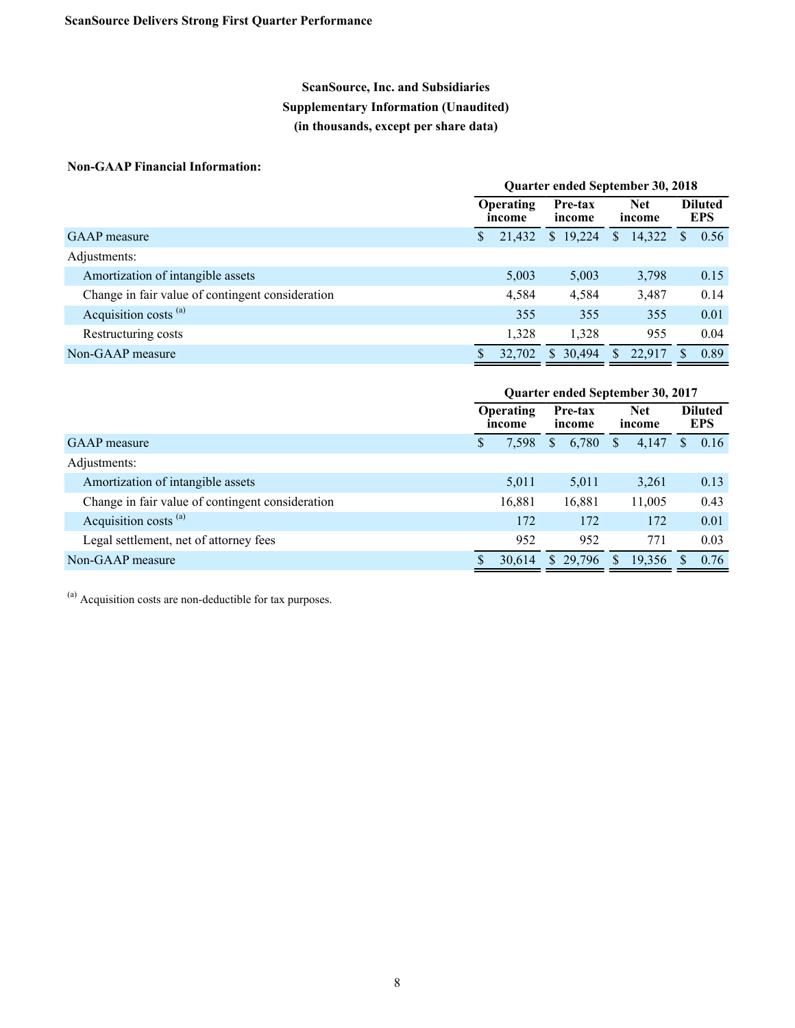## ScanSource, Inc. and Subsidiaries
## Supplementary Information (Unaudited)
## (in thousands, except per share data)

**Non-GAAP Financial Information:**

| | Quarter ended September 30, 2018 | | | |
|---|---|---|---|---|
| | Operating income | Pre-tax income | Net income | Diluted EPS |
| GAAP measure | $ 21,432 | $ 19,224 | $ 14,322 | $ 0.56 |
| Adjustments: | | | | |
| Amortization of intangible assets | 5,003 | 5,003 | 3,798 | 0.15 |
| Change in fair value of contingent consideration | 4,584 | 4,584 | 3,487 | 0.14 |
| Acquisition costs [(a)] | 355 | 355 | 355 | 0.01 |
| Restructuring costs | 1,328 | 1,328 | 955 | 0.04 |
| Non-GAAP measure | $ 32,702 | $ 30,494 | $ 22,917 | $ 0.89 |

| | Quarter ended September 30, 2017 | | | |
|---|---|---|---|---|
| | Operating income | Pre-tax income | Net income | Diluted EPS |
| GAAP measure | $ 7,598 | $ 6,780 | $ 4,147 | $ 0.16 |
| Adjustments: | | | | |
| Amortization of intangible assets | 5,011 | 5,011 | 3,261 | 0.13 |
| Change in fair value of contingent consideration | 16,881 | 16,881 | 11,005 | 0.43 |
| Acquisition costs [(a)] | 172 | 172 | 172 | 0.01 |
| Legal settlement, net of attorney fees | 952 | 952 | 771 | 0.03 |
| Non-GAAP measure | $ 30,614 | $ 29,796 | $ 19,356 | $ 0.76 |

[(a)] Acquisition costs are non-deductible for tax purposes.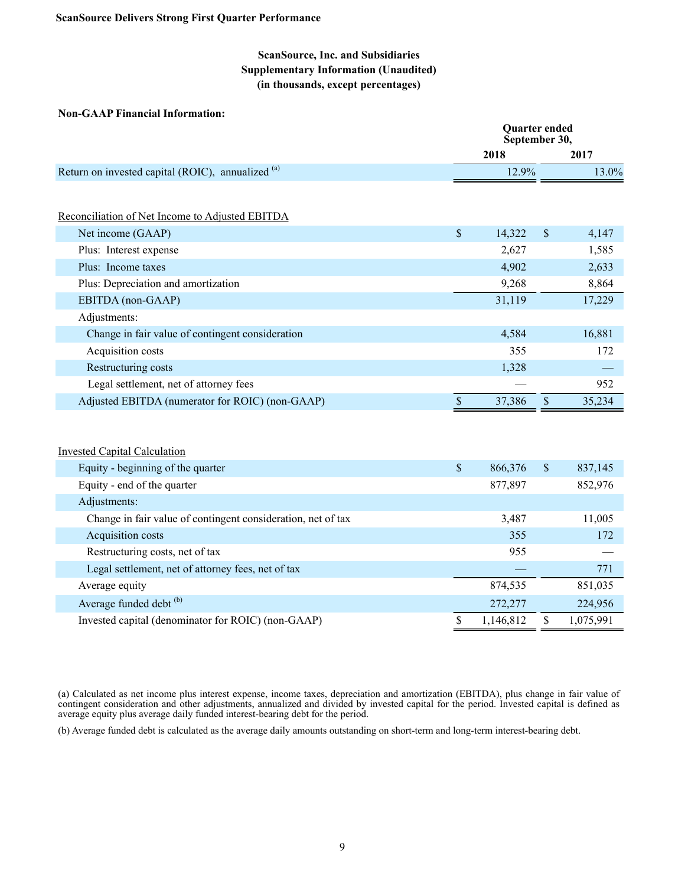**ScanSource Delivers Strong First Quarter Performance**

**ScanSource, Inc. and Subsidiaries**
**Supplementary Information (Unaudited)**
**(in thousands, except percentages)**

**Non-GAAP Financial Information:**

| | Quarter ended September 30, | |
|---|---|---|
| | **2018** | **2017** |
| Return on invested capital (ROIC), annualized [(a)] | 12.9% | 13.0% |
| | | |
| Reconciliation of Net Income to Adjusted EBITDA | | |
| Net income (GAAP) | $ 14,322 | $ 4,147 |
| Plus: Interest expense | 2,627 | 1,585 |
| Plus: Income taxes | 4,902 | 2,633 |
| Plus: Depreciation and amortization | 9,268 | 8,864 |
| EBITDA (non-GAAP) | 31,119 | 17,229 |
| Adjustments: | | |
| Change in fair value of contingent consideration | 4,584 | 16,881 |
| Acquisition costs | 355 | 172 |
| Restructuring costs | 1,328 | — |
| Legal settlement, net of attorney fees | — | 952 |
| Adjusted EBITDA (numerator for ROIC) (non-GAAP) | $ 37,386 | $ 35,234 |
| | | |
| Invested Capital Calculation | | |
| Equity - beginning of the quarter | $ 866,376 | $ 837,145 |
| Equity - end of the quarter | 877,897 | 852,976 |
| Adjustments: | | |
| Change in fair value of contingent consideration, net of tax | 3,487 | 11,005 |
| Acquisition costs | 355 | 172 |
| Restructuring costs, net of tax | 955 | — |
| Legal settlement, net of attorney fees, net of tax | — | 771 |
| Average equity | 874,535 | 851,035 |
| Average funded debt [(b)] | 272,277 | 224,956 |
| Invested capital (denominator for ROIC) (non-GAAP) | $ 1,146,812 | $ 1,075,991 |

(a) Calculated as net income plus interest expense, income taxes, depreciation and amortization (EBITDA), plus change in fair value of contingent consideration and other adjustments, annualized and divided by invested capital for the period. Invested capital is defined as average equity plus average daily funded interest-bearing debt for the period.

(b) Average funded debt is calculated as the average daily amounts outstanding on short-term and long-term interest-bearing debt.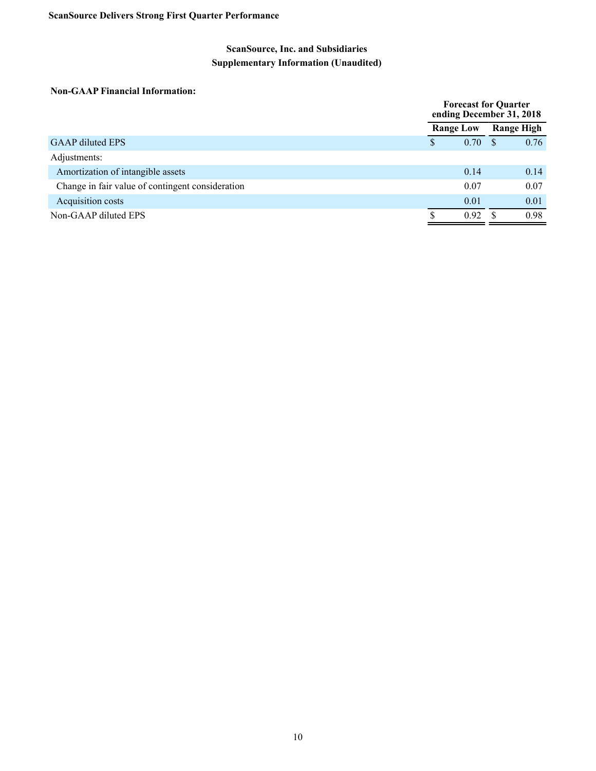ScanSource, Inc. and Subsidiaries
Supplementary Information (Unaudited)

**Non-GAAP Financial Information:**

| | Forecast for Quarter ending December 31, 2018 | |
|---|---|---|
| | Range Low | Range High |
| GAAP diluted EPS | $ 0.70 | $ 0.76 |
| Adjustments: | | |
| Amortization of intangible assets | 0.14 | 0.14 |
| Change in fair value of contingent consideration | 0.07 | 0.07 |
| Acquisition costs | 0.01 | 0.01 |
| Non-GAAP diluted EPS | $ 0.92 | $ 0.98 |